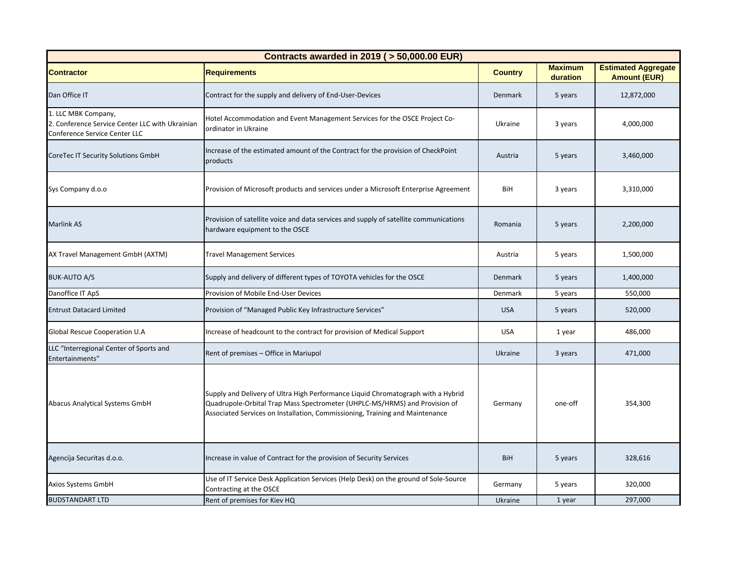| Contracts awarded in 2019 ( > 50,000.00 EUR) | | | | |
|---|---|---|---|---|
| **Contractor** | **Requirements** | **Country** | **Maximum duration** | **Estimated Aggregate Amount (EUR)** |
| Dan Office IT | Contract for the supply and delivery of End-User-Devices | Denmark | 5 years | 12,872,000 |
| 1. LLC MBK Company,<br>2. Conference Service Center LLC with Ukrainian Conference Service Center LLC | Hotel Accommodation and Event Management Services for the OSCE Project Co-ordinator in Ukraine | Ukraine | 3 years | 4,000,000 |
| CoreTec IT Security Solutions GmbH | Increase of the estimated amount of the Contract for the provision of CheckPoint products | Austria | 5 years | 3,460,000 |
| Sys Company d.o.o | Provision of Microsoft products and services under a Microsoft Enterprise Agreement | BiH | 3 years | 3,310,000 |
| Marlink AS | Provision of satellite voice and data services and supply of satellite communications hardware equipment to the OSCE | Romania | 5 years | 2,200,000 |
| AX Travel Management GmbH (AXTM) | Travel Management Services | Austria | 5 years | 1,500,000 |
| BUK-AUTO A/S | Supply and delivery of different types of TOYOTA vehicles for the OSCE | Denmark | 5 years | 1,400,000 |
| Danoffice IT ApS | Provision of Mobile End-User Devices | Denmark | 5 years | 550,000 |
| Entrust Datacard Limited | Provision of "Managed Public Key Infrastructure Services" | USA | 5 years | 520,000 |
| Global Rescue Cooperation U.A | Increase of headcount to the contract for provision of Medical Support | USA | 1 year | 486,000 |
| LLC "Interregional Center of Sports and Entertainments" | Rent of premises – Office in Mariupol | Ukraine | 3 years | 471,000 |
| Abacus Analytical Systems GmbH | Supply and Delivery of Ultra High Performance Liquid Chromatograph with a Hybrid Quadrupole-Orbital Trap Mass Spectrometer (UHPLC-MS/HRMS) and Provision of Associated Services on Installation, Commissioning, Training and Maintenance | Germany | one-off | 354,300 |
| Agencija Securitas d.o.o. | Increase in value of Contract for the provision of Security Services | BiH | 5 years | 328,616 |
| Axios Systems GmbH | Use of IT Service Desk Application Services (Help Desk) on the ground of Sole-Source Contracting at the OSCE | Germany | 5 years | 320,000 |
| BUDSTANDART LTD | Rent of premises for Kiev HQ | Ukraine | 1 year | 297,000 |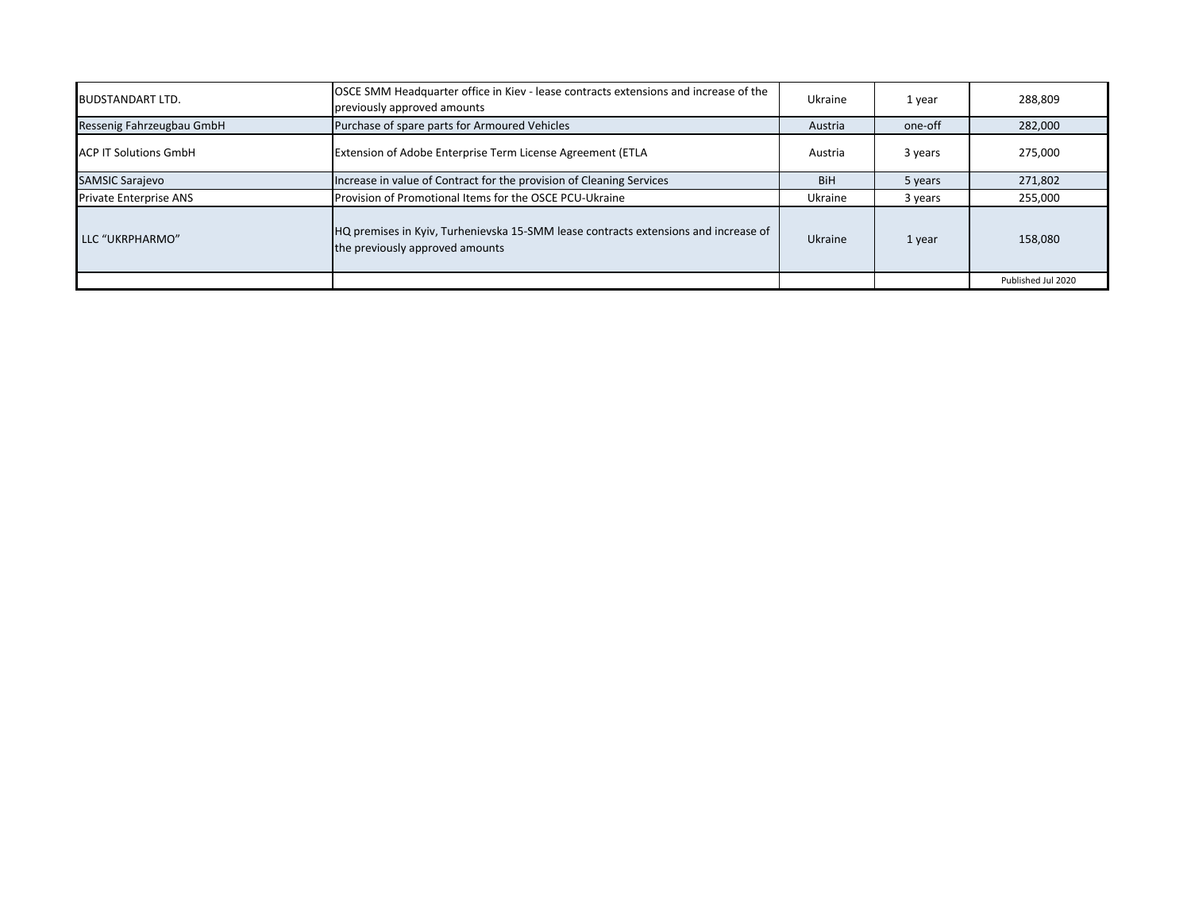| | | | | |
|---|---|---|---|---|
| BUDSTANDART LTD. | OSCE SMM Headquarter office in Kiev - lease contracts extensions and increase of the previously approved amounts | Ukraine | 1 year | 288,809 |
| Ressenig Fahrzeugbau GmbH | Purchase of spare parts for Armoured Vehicles | Austria | one-off | 282,000 |
| ACP IT Solutions GmbH | Extension of Adobe Enterprise Term License Agreement (ETLA | Austria | 3 years | 275,000 |
| SAMSIC Sarajevo | Increase in value of Contract for the provision of Cleaning Services | BiH | 5 years | 271,802 |
| Private Enterprise ANS | Provision of Promotional Items for the OSCE PCU-Ukraine | Ukraine | 3 years | 255,000 |
| LLC “UKRPHARMO” | HQ premises in Kyiv, Turhenievska 15-SMM lease contracts extensions and increase of the previously approved amounts | Ukraine | 1 year | 158,080 |
| | | | | Published Jul 2020 |